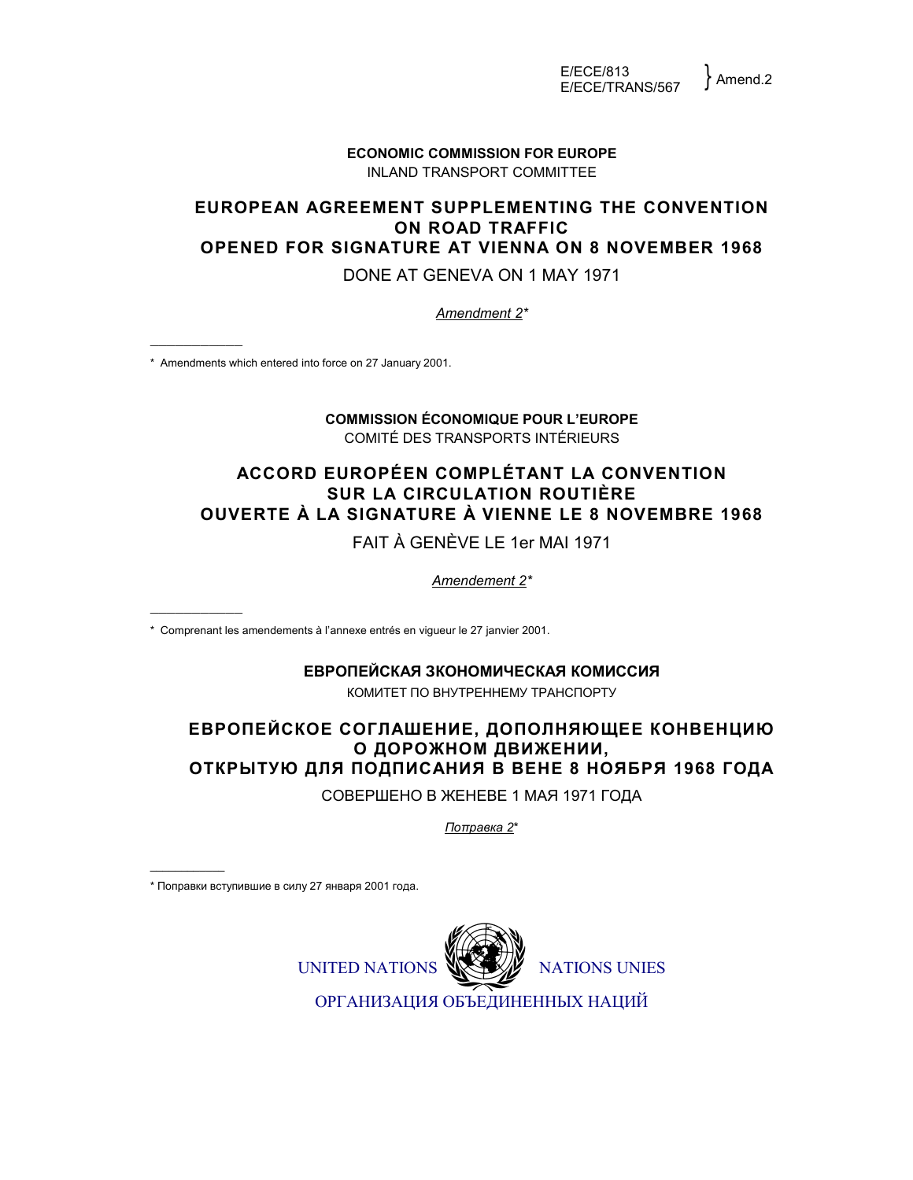E/ECE/813
E/ECE/TRANS/567 } Amend.2

**ECONOMIC COMMISSION FOR EUROPE**
INLAND TRANSPORT COMMITTEE

# EUROPEAN AGREEMENT SUPPLEMENTING THE CONVENTION ON ROAD TRAFFIC OPENED FOR SIGNATURE AT VIENNA ON 8 NOVEMBER 1968

DONE AT GENEVA ON 1 MAY 1971

*Amendment 2**

---

* Amendments which entered into force on 27 January 2001.

**COMMISSION ÉCONOMIQUE POUR L'EUROPE**
COMITÉ DES TRANSPORTS INTÉRIEURS

# ACCORD EUROPÉEN COMPLÉTANT LA CONVENTION SUR LA CIRCULATION ROUTIÈRE OUVERTE À LA SIGNATURE À VIENNE LE 8 NOVEMBRE 1968

FAIT À GENÈVE LE 1er MAI 1971

*Amendement 2**

---

* Comprenant les amendements à l'annexe entrés en vigueur le 27 janvier 2001.

**ЕВРОПЕЙСКАЯ ЗКОНОМИЧЕСКАЯ КОМИССИЯ**
КОМИТЕТ ПО ВНУТРЕННЕМУ ТРАНСПОРТУ

# ЕВРОПЕЙСКОЕ СОГЛАШЕНИЕ, ДОПОЛНЯЮЩЕЕ КОНВЕНЦИЮ О ДОРОЖНОМ ДВИЖЕНИИ, ОТКРЫТУЮ ДЛЯ ПОДПИСАНИЯ В ВЕНЕ 8 НОЯБРЯ 1968 ГОДА

СОВЕРШЕНО В ЖЕНЕВЕ 1 МАЯ 1971 ГОДА

*Поправка 2**

---

* Поправки вступившие в силу 27 января 2001 года.

UNITED NATIONS NATIONS UNIES
ОРГАНИЗАЦИЯ ОБЪЕДИНЕННЫХ НАЦИЙ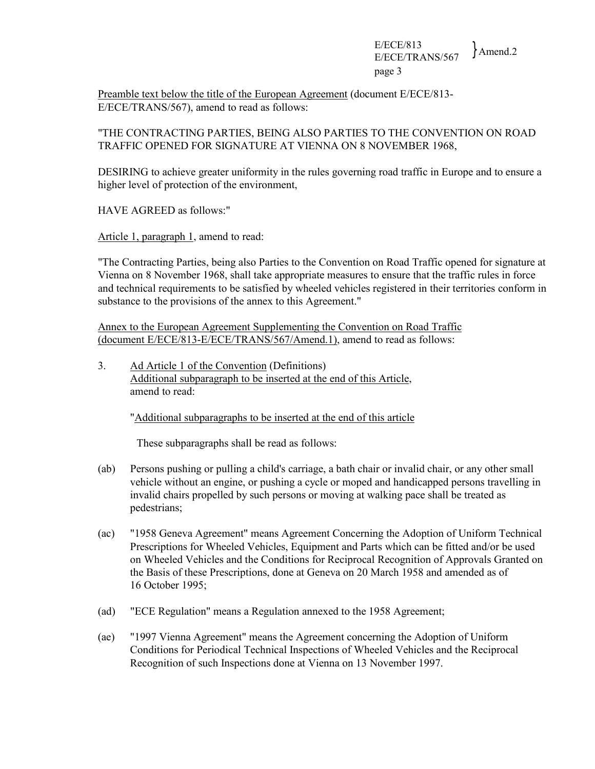Preamble text below the title of the European Agreement (document E/ECE/813-E/ECE/TRANS/567), amend to read as follows:

"THE CONTRACTING PARTIES, BEING ALSO PARTIES TO THE CONVENTION ON ROAD TRAFFIC OPENED FOR SIGNATURE AT VIENNA ON 8 NOVEMBER 1968,

DESIRING to achieve greater uniformity in the rules governing road traffic in Europe and to ensure a higher level of protection of the environment,

HAVE AGREED as follows:"

Article 1, paragraph 1, amend to read:

"The Contracting Parties, being also Parties to the Convention on Road Traffic opened for signature at Vienna on 8 November 1968, shall take appropriate measures to ensure that the traffic rules in force and technical requirements to be satisfied by wheeled vehicles registered in their territories conform in substance to the provisions of the annex to this Agreement."

Annex to the European Agreement Supplementing the Convention on Road Traffic (document E/ECE/813-E/ECE/TRANS/567/Amend.1), amend to read as follows:

3. Ad Article 1 of the Convention (Definitions)
   Additional subparagraph to be inserted at the end of this Article, amend to read:

   "Additional subparagraphs to be inserted at the end of this article

   These subparagraphs shall be read as follows:

(ab) Persons pushing or pulling a child's carriage, a bath chair or invalid chair, or any other small vehicle without an engine, or pushing a cycle or moped and handicapped persons travelling in invalid chairs propelled by such persons or moving at walking pace shall be treated as pedestrians;

(ac) "1958 Geneva Agreement" means Agreement Concerning the Adoption of Uniform Technical Prescriptions for Wheeled Vehicles, Equipment and Parts which can be fitted and/or be used on Wheeled Vehicles and the Conditions for Reciprocal Recognition of Approvals Granted on the Basis of these Prescriptions, done at Geneva on 20 March 1958 and amended as of 16 October 1995;

(ad) "ECE Regulation" means a Regulation annexed to the 1958 Agreement;

(ae) "1997 Vienna Agreement" means the Agreement concerning the Adoption of Uniform Conditions for Periodical Technical Inspections of Wheeled Vehicles and the Reciprocal Recognition of such Inspections done at Vienna on 13 November 1997.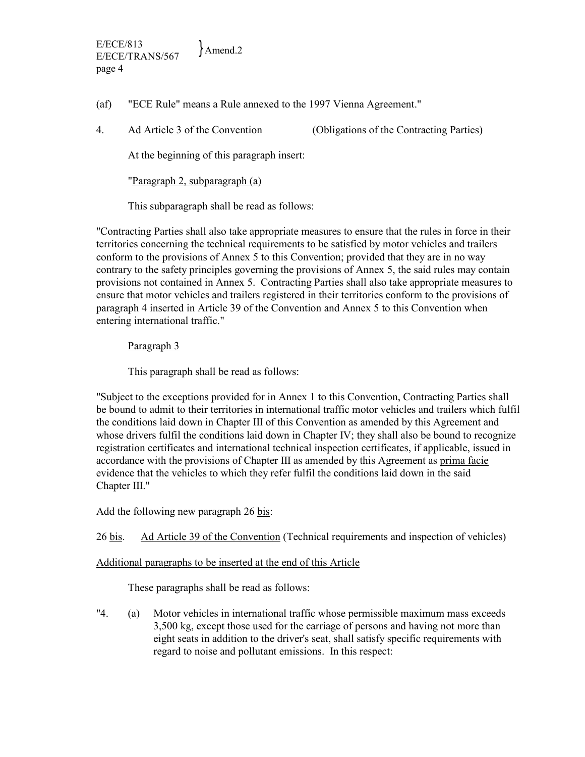(af) "ECE Rule" means a Rule annexed to the 1997 Vienna Agreement."

4. Ad Article 3 of the Convention (Obligations of the Contracting Parties)

At the beginning of this paragraph insert:

"Paragraph 2, subparagraph (a)

This subparagraph shall be read as follows:

"Contracting Parties shall also take appropriate measures to ensure that the rules in force in their territories concerning the technical requirements to be satisfied by motor vehicles and trailers conform to the provisions of Annex 5 to this Convention; provided that they are in no way contrary to the safety principles governing the provisions of Annex 5, the said rules may contain provisions not contained in Annex 5. Contracting Parties shall also take appropriate measures to ensure that motor vehicles and trailers registered in their territories conform to the provisions of paragraph 4 inserted in Article 39 of the Convention and Annex 5 to this Convention when entering international traffic."

Paragraph 3

This paragraph shall be read as follows:

"Subject to the exceptions provided for in Annex 1 to this Convention, Contracting Parties shall be bound to admit to their territories in international traffic motor vehicles and trailers which fulfil the conditions laid down in Chapter III of this Convention as amended by this Agreement and whose drivers fulfil the conditions laid down in Chapter IV; they shall also be bound to recognize registration certificates and international technical inspection certificates, if applicable, issued in accordance with the provisions of Chapter III as amended by this Agreement as prima facie evidence that the vehicles to which they refer fulfil the conditions laid down in the said Chapter III."

Add the following new paragraph 26 bis:

26 bis. Ad Article 39 of the Convention (Technical requirements and inspection of vehicles)

Additional paragraphs to be inserted at the end of this Article

These paragraphs shall be read as follows:

"4. (a) Motor vehicles in international traffic whose permissible maximum mass exceeds 3,500 kg, except those used for the carriage of persons and having not more than eight seats in addition to the driver's seat, shall satisfy specific requirements with regard to noise and pollutant emissions. In this respect: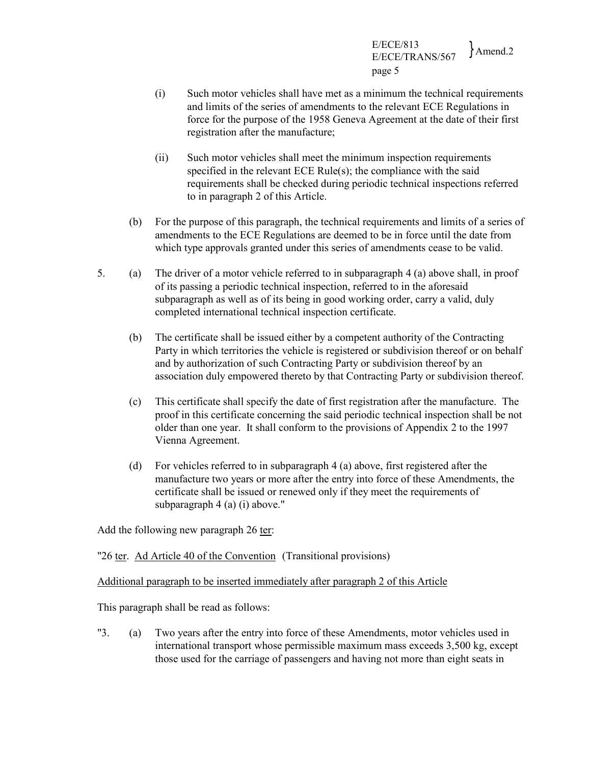(i) Such motor vehicles shall have met as a minimum the technical requirements and limits of the series of amendments to the relevant ECE Regulations in force for the purpose of the 1958 Geneva Agreement at the date of their first registration after the manufacture;

(ii) Such motor vehicles shall meet the minimum inspection requirements specified in the relevant ECE Rule(s); the compliance with the said requirements shall be checked during periodic technical inspections referred to in paragraph 2 of this Article.

(b) For the purpose of this paragraph, the technical requirements and limits of a series of amendments to the ECE Regulations are deemed to be in force until the date from which type approvals granted under this series of amendments cease to be valid.

5. (a) The driver of a motor vehicle referred to in subparagraph 4 (a) above shall, in proof of its passing a periodic technical inspection, referred to in the aforesaid subparagraph as well as of its being in good working order, carry a valid, duly completed international technical inspection certificate.

(b) The certificate shall be issued either by a competent authority of the Contracting Party in which territories the vehicle is registered or subdivision thereof or on behalf and by authorization of such Contracting Party or subdivision thereof by an association duly empowered thereto by that Contracting Party or subdivision thereof.

(c) This certificate shall specify the date of first registration after the manufacture. The proof in this certificate concerning the said periodic technical inspection shall be not older than one year. It shall conform to the provisions of Appendix 2 to the 1997 Vienna Agreement.

(d) For vehicles referred to in subparagraph 4 (a) above, first registered after the manufacture two years or more after the entry into force of these Amendments, the certificate shall be issued or renewed only if they meet the requirements of subparagraph 4 (a) (i) above."

Add the following new paragraph 26 ter:

"26 ter. Ad Article 40 of the Convention (Transitional provisions)

Additional paragraph to be inserted immediately after paragraph 2 of this Article

This paragraph shall be read as follows:

"3. (a) Two years after the entry into force of these Amendments, motor vehicles used in international transport whose permissible maximum mass exceeds 3,500 kg, except those used for the carriage of passengers and having not more than eight seats in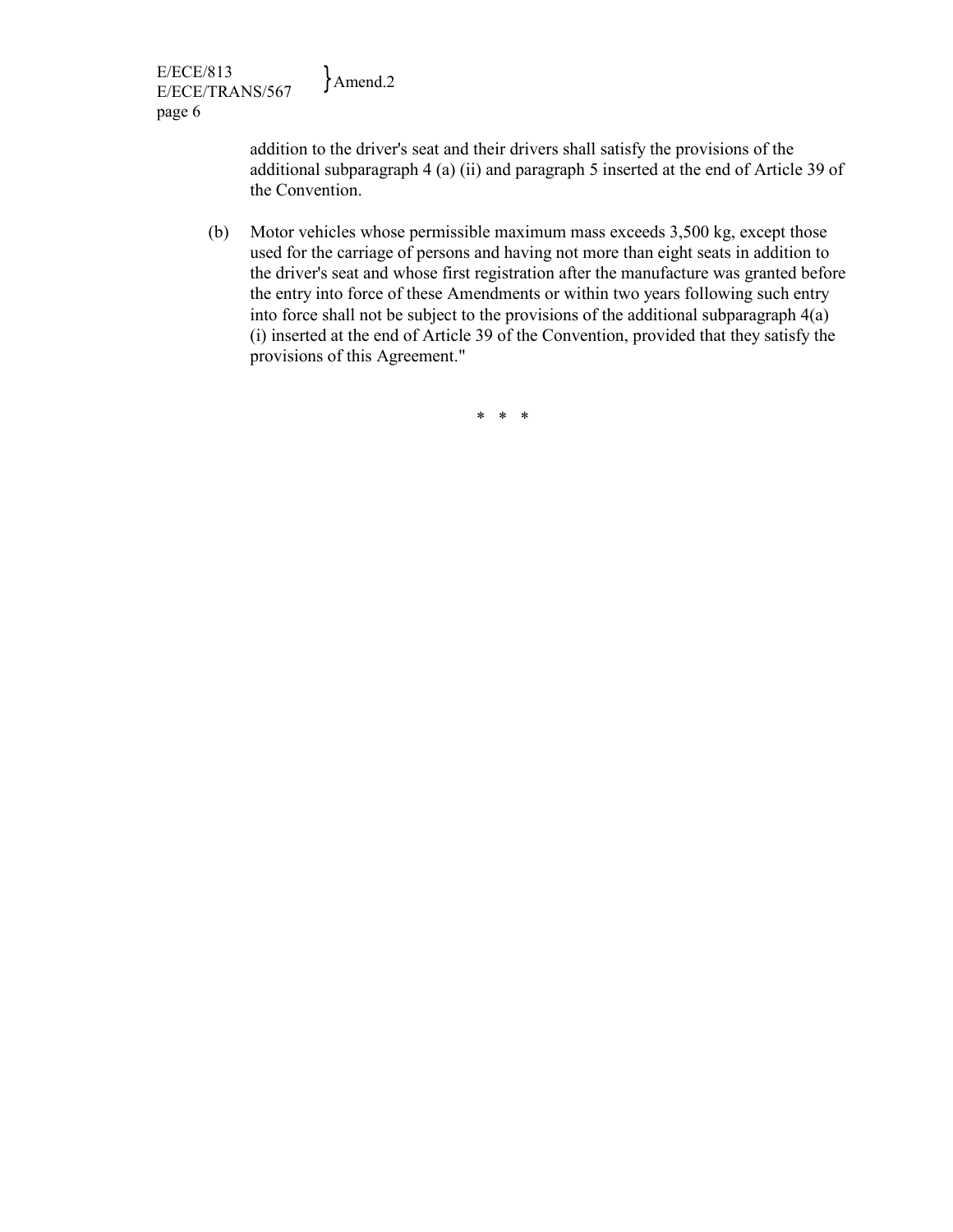addition to the driver's seat and their drivers shall satisfy the provisions of the additional subparagraph 4 (a) (ii) and paragraph 5 inserted at the end of Article 39 of the Convention.

(b) Motor vehicles whose permissible maximum mass exceeds 3,500 kg, except those used for the carriage of persons and having not more than eight seats in addition to the driver's seat and whose first registration after the manufacture was granted before the entry into force of these Amendments or within two years following such entry into force shall not be subject to the provisions of the additional subparagraph 4(a) (i) inserted at the end of Article 39 of the Convention, provided that they satisfy the provisions of this Agreement."

\* \* \*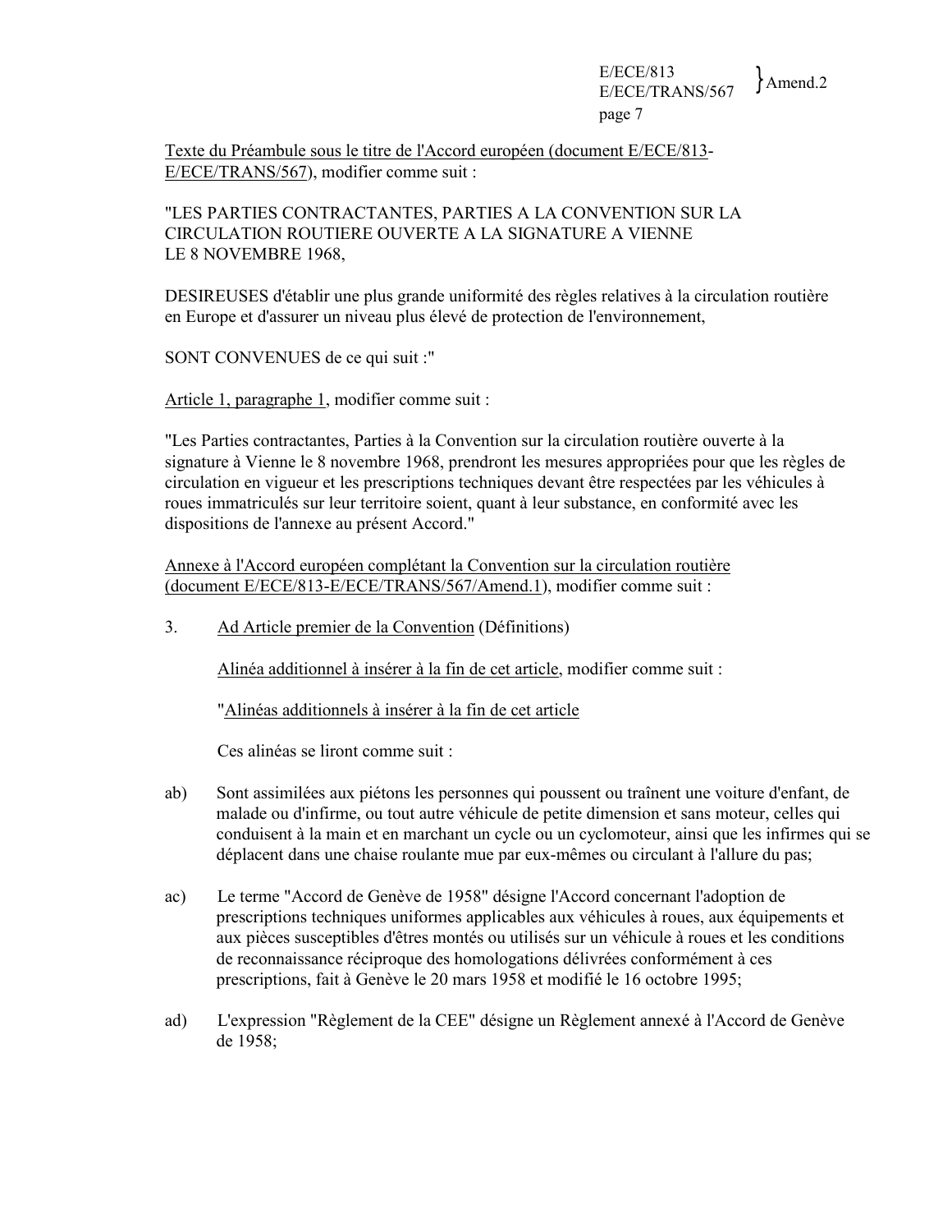Texte du Préambule sous le titre de l'Accord européen (document E/ECE/813-E/ECE/TRANS/567), modifier comme suit :

"LES PARTIES CONTRACTANTES, PARTIES A LA CONVENTION SUR LA CIRCULATION ROUTIERE OUVERTE A LA SIGNATURE A VIENNE LE 8 NOVEMBRE 1968,

DESIREUSES d'établir une plus grande uniformité des règles relatives à la circulation routière en Europe et d'assurer un niveau plus élevé de protection de l'environnement,

SONT CONVENUES de ce qui suit :"

Article 1, paragraphe 1, modifier comme suit :

"Les Parties contractantes, Parties à la Convention sur la circulation routière ouverte à la signature à Vienne le 8 novembre 1968, prendront les mesures appropriées pour que les règles de circulation en vigueur et les prescriptions techniques devant être respectées par les véhicules à roues immatriculés sur leur territoire soient, quant à leur substance, en conformité avec les dispositions de l'annexe au présent Accord."

Annexe à l'Accord européen complétant la Convention sur la circulation routière (document E/ECE/813-E/ECE/TRANS/567/Amend.1), modifier comme suit :

3. Ad Article premier de la Convention (Définitions)

Alinéa additionnel à insérer à la fin de cet article, modifier comme suit :

"Alinéas additionnels à insérer à la fin de cet article

Ces alinéas se liront comme suit :

ab) Sont assimilées aux piétons les personnes qui poussent ou traînent une voiture d'enfant, de malade ou d'infirme, ou tout autre véhicule de petite dimension et sans moteur, celles qui conduisent à la main et en marchant un cycle ou un cyclomoteur, ainsi que les infirmes qui se déplacent dans une chaise roulante mue par eux-mêmes ou circulant à l'allure du pas;

ac) Le terme "Accord de Genève de 1958" désigne l'Accord concernant l'adoption de prescriptions techniques uniformes applicables aux véhicules à roues, aux équipements et aux pièces susceptibles d'êtres montés ou utilisés sur un véhicule à roues et les conditions de reconnaissance réciproque des homologations délivrées conformément à ces prescriptions, fait à Genève le 20 mars 1958 et modifié le 16 octobre 1995;

ad) L'expression "Règlement de la CEE" désigne un Règlement annexé à l'Accord de Genève de 1958;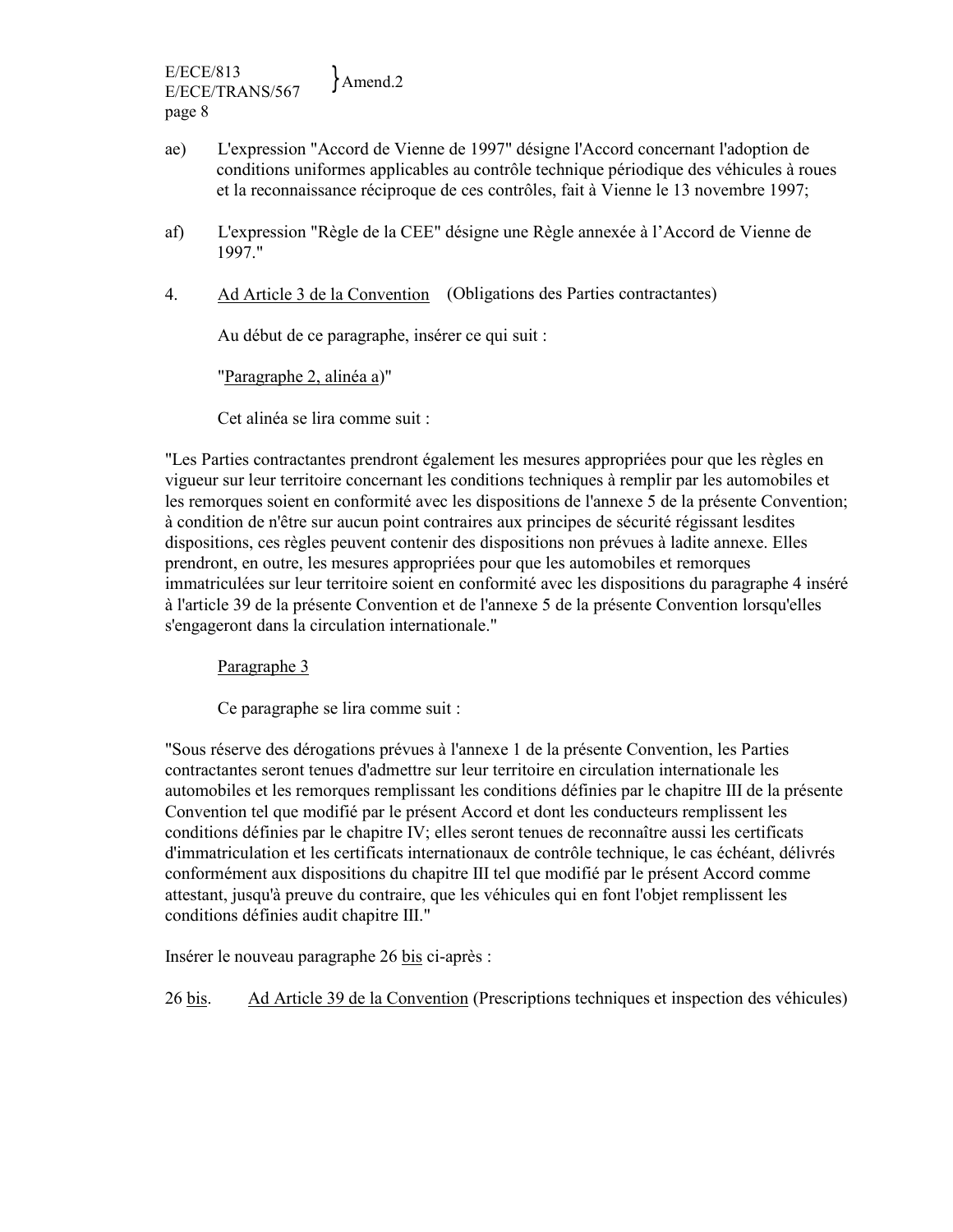ae) L'expression "Accord de Vienne de 1997" désigne l'Accord concernant l'adoption de conditions uniformes applicables au contrôle technique périodique des véhicules à roues et la reconnaissance réciproque de ces contrôles, fait à Vienne le 13 novembre 1997;

af) L'expression "Règle de la CEE" désigne une Règle annexée à l'Accord de Vienne de 1997."

4. Ad Article 3 de la Convention (Obligations des Parties contractantes)

Au début de ce paragraphe, insérer ce qui suit :

"Paragraphe 2, alinéa a)"

Cet alinéa se lira comme suit :

"Les Parties contractantes prendront également les mesures appropriées pour que les règles en vigueur sur leur territoire concernant les conditions techniques à remplir par les automobiles et les remorques soient en conformité avec les dispositions de l'annexe 5 de la présente Convention; à condition de n'être sur aucun point contraires aux principes de sécurité régissant lesdites dispositions, ces règles peuvent contenir des dispositions non prévues à ladite annexe. Elles prendront, en outre, les mesures appropriées pour que les automobiles et remorques immatriculées sur leur territoire soient en conformité avec les dispositions du paragraphe 4 inséré à l'article 39 de la présente Convention et de l'annexe 5 de la présente Convention lorsqu'elles s'engageront dans la circulation internationale."

Paragraphe 3

Ce paragraphe se lira comme suit :

"Sous réserve des dérogations prévues à l'annexe 1 de la présente Convention, les Parties contractantes seront tenues d'admettre sur leur territoire en circulation internationale les automobiles et les remorques remplissant les conditions définies par le chapitre III de la présente Convention tel que modifié par le présent Accord et dont les conducteurs remplissent les conditions définies par le chapitre IV; elles seront tenues de reconnaître aussi les certificats d'immatriculation et les certificats internationaux de contrôle technique, le cas échéant, délivrés conformément aux dispositions du chapitre III tel que modifié par le présent Accord comme attestant, jusqu'à preuve du contraire, que les véhicules qui en font l'objet remplissent les conditions définies audit chapitre III."

Insérer le nouveau paragraphe 26 bis ci-après :

26 bis. Ad Article 39 de la Convention (Prescriptions techniques et inspection des véhicules)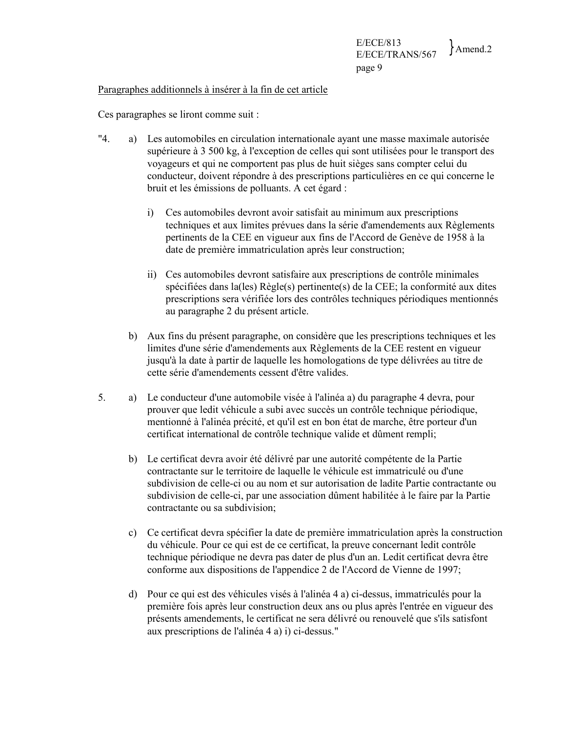Paragraphes additionnels à insérer à la fin de cet article

Ces paragraphes se liront comme suit :

"4. a) Les automobiles en circulation internationale ayant une masse maximale autorisée supérieure à 3 500 kg, à l'exception de celles qui sont utilisées pour le transport des voyageurs et qui ne comportent pas plus de huit sièges sans compter celui du conducteur, doivent répondre à des prescriptions particulières en ce qui concerne le bruit et les émissions de polluants. A cet égard :

i) Ces automobiles devront avoir satisfait au minimum aux prescriptions techniques et aux limites prévues dans la série d'amendements aux Règlements pertinents de la CEE en vigueur aux fins de l'Accord de Genève de 1958 à la date de première immatriculation après leur construction;

ii) Ces automobiles devront satisfaire aux prescriptions de contrôle minimales spécifiées dans la(les) Règle(s) pertinente(s) de la CEE; la conformité aux dites prescriptions sera vérifiée lors des contrôles techniques périodiques mentionnés au paragraphe 2 du présent article.

b) Aux fins du présent paragraphe, on considère que les prescriptions techniques et les limites d'une série d'amendements aux Règlements de la CEE restent en vigueur jusqu'à la date à partir de laquelle les homologations de type délivrées au titre de cette série d'amendements cessent d'être valides.

5. a) Le conducteur d'une automobile visée à l'alinéa a) du paragraphe 4 devra, pour prouver que ledit véhicule a subi avec succès un contrôle technique périodique, mentionné à l'alinéa précité, et qu'il est en bon état de marche, être porteur d'un certificat international de contrôle technique valide et dûment rempli;

b) Le certificat devra avoir été délivré par une autorité compétente de la Partie contractante sur le territoire de laquelle le véhicule est immatriculé ou d'une subdivision de celle-ci ou au nom et sur autorisation de ladite Partie contractante ou subdivision de celle-ci, par une association dûment habilitée à le faire par la Partie contractante ou sa subdivision;

c) Ce certificat devra spécifier la date de première immatriculation après la construction du véhicule. Pour ce qui est de ce certificat, la preuve concernant ledit contrôle technique périodique ne devra pas dater de plus d'un an. Ledit certificat devra être conforme aux dispositions de l'appendice 2 de l'Accord de Vienne de 1997;

d) Pour ce qui est des véhicules visés à l'alinéa 4 a) ci-dessus, immatriculés pour la première fois après leur construction deux ans ou plus après l'entrée en vigueur des présents amendements, le certificat ne sera délivré ou renouvelé que s'ils satisfont aux prescriptions de l'alinéa 4 a) i) ci-dessus."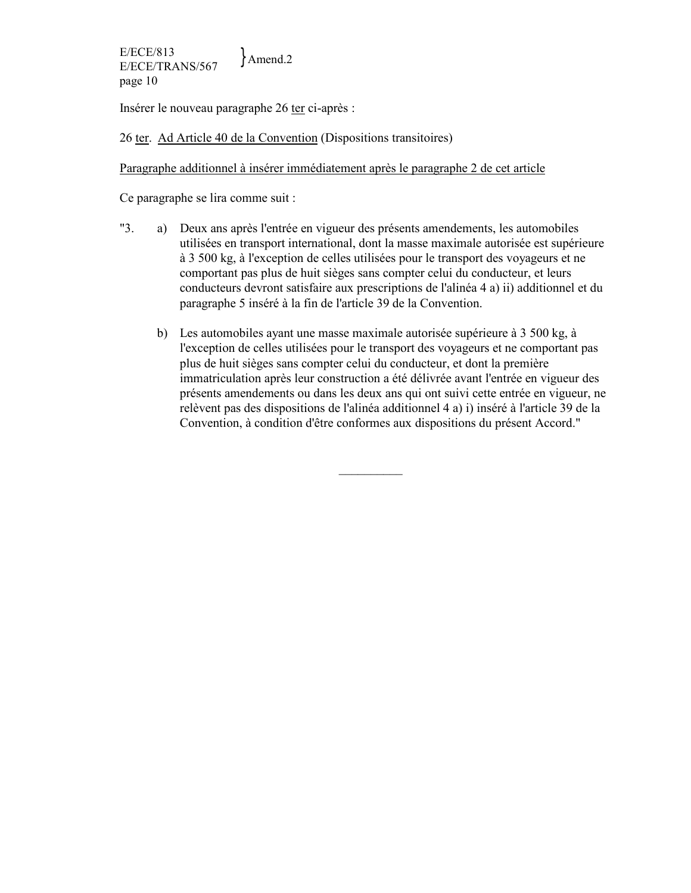Insérer le nouveau paragraphe 26 ter ci-après :

26 ter. Ad Article 40 de la Convention (Dispositions transitoires)

Paragraphe additionnel à insérer immédiatement après le paragraphe 2 de cet article

Ce paragraphe se lira comme suit :

"3. a) Deux ans après l'entrée en vigueur des présents amendements, les automobiles utilisées en transport international, dont la masse maximale autorisée est supérieure à 3 500 kg, à l'exception de celles utilisées pour le transport des voyageurs et ne comportant pas plus de huit sièges sans compter celui du conducteur, et leurs conducteurs devront satisfaire aux prescriptions de l'alinéa 4 a) ii) additionnel et du paragraphe 5 inséré à la fin de l'article 39 de la Convention.

b) Les automobiles ayant une masse maximale autorisée supérieure à 3 500 kg, à l'exception de celles utilisées pour le transport des voyageurs et ne comportant pas plus de huit sièges sans compter celui du conducteur, et dont la première immatriculation après leur construction a été délivrée avant l'entrée en vigueur des présents amendements ou dans les deux ans qui ont suivi cette entrée en vigueur, ne relèvent pas des dispositions de l'alinéa additionnel 4 a) i) inséré à l'article 39 de la Convention, à condition d'être conformes aux dispositions du présent Accord."

---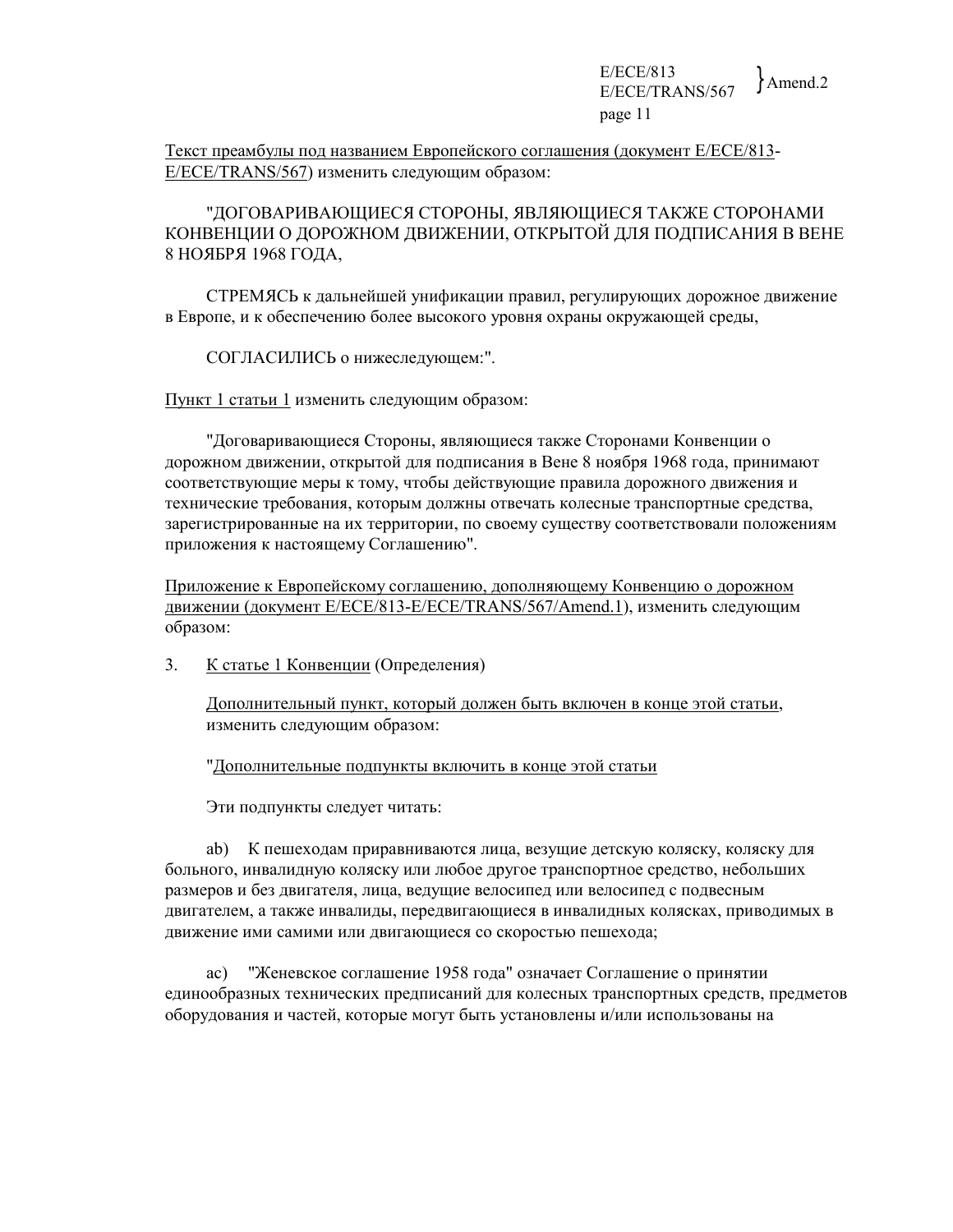Текст преамбулы под названием Европейского соглашения (документ E/ECE/813-E/ECE/TRANS/567) изменить следующим образом:

"ДОГОВАРИВАЮЩИЕСЯ СТОРОНЫ, ЯВЛЯЮЩИЕСЯ ТАКЖЕ СТОРОНАМИ КОНВЕНЦИИ О ДОРОЖНОМ ДВИЖЕНИИ, ОТКРЫТОЙ ДЛЯ ПОДПИСАНИЯ В ВЕНЕ 8 НОЯБРЯ 1968 ГОДА,

СТРЕМЯСЬ к дальнейшей унификации правил, регулирующих дорожное движение в Европе, и к обеспечению более высокого уровня охраны окружающей среды,

СОГЛАСИЛИСЬ о нижеследующем:".

Пункт 1 статьи 1 изменить следующим образом:

"Договаривающиеся Стороны, являющиеся также Сторонами Конвенции о дорожном движении, открытой для подписания в Вене 8 ноября 1968 года, принимают соответствующие меры к тому, чтобы действующие правила дорожного движения и технические требования, которым должны отвечать колесные транспортные средства, зарегистрированные на их территории, по своему существу соответствовали положениям приложения к настоящему Соглашению".

Приложение к Европейскому соглашению, дополняющему Конвенцию о дорожном движении (документ E/ECE/813-E/ECE/TRANS/567/Amend.1), изменить следующим образом:

3. К статье 1 Конвенции (Определения)

Дополнительный пункт, который должен быть включен в конце этой статьи, изменить следующим образом:

"Дополнительные подпункты включить в конце этой статьи

Эти подпункты следует читать:

ab) К пешеходам приравниваются лица, везущие детскую коляску, коляску для больного, инвалидную коляску или любое другое транспортное средство, небольших размеров и без двигателя, лица, ведущие велосипед или велосипед с подвесным двигателем, а также инвалиды, передвигающиеся в инвалидных колясках, приводимых в движение ими самими или двигающиеся со скоростью пешехода;

ac) "Женевское соглашение 1958 года" означает Соглашение о принятии единообразных технических предписаний для колесных транспортных средств, предметов оборудования и частей, которые могут быть установлены и/или использованы на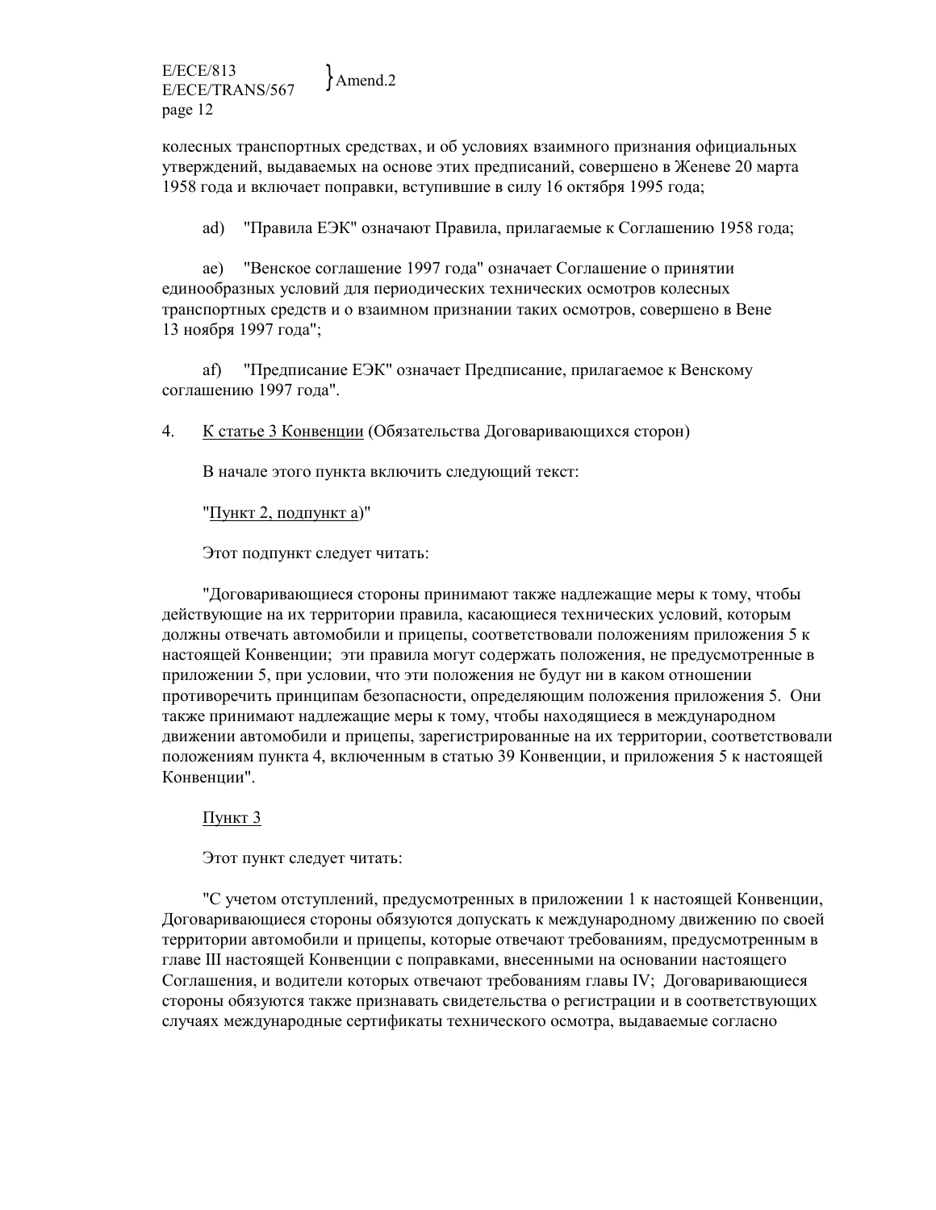колесных транспортных средствах, и об условиях взаимного признания официальных утверждений, выдаваемых на основе этих предписаний, совершено в Женеве 20 марта 1958 года и включает поправки, вступившие в силу 16 октября 1995 года;

ad) "Правила ЕЭК" означают Правила, прилагаемые к Соглашению 1958 года;

ae) "Венское соглашение 1997 года" означает Соглашение о принятии единообразных условий для периодических технических осмотров колесных транспортных средств и о взаимном признании таких осмотров, совершено в Вене 13 ноября 1997 года";

af) "Предписание ЕЭК" означает Предписание, прилагаемое к Венскому соглашению 1997 года".

4. <u>К статье 3 Конвенции</u> (Обязательства Договаривающихся сторон)

В начале этого пункта включить следующий текст:

"<u>Пункт 2, подпункт а</u>)"

Этот подпункт следует читать:

"Договаривающиеся стороны принимают также надлежащие меры к тому, чтобы действующие на их территории правила, касающиеся технических условий, которым должны отвечать автомобили и прицепы, соответствовали положениям приложения 5 к настоящей Конвенции; эти правила могут содержать положения, не предусмотренные в приложении 5, при условии, что эти положения не будут ни в каком отношении противоречить принципам безопасности, определяющим положения приложения 5. Они также принимают надлежащие меры к тому, чтобы находящиеся в международном движении автомобили и прицепы, зарегистрированные на их территории, соответствовали положениям пункта 4, включенным в статью 39 Конвенции, и приложения 5 к настоящей Конвенции".

<u>Пункт 3</u>

Этот пункт следует читать:

"С учетом отступлений, предусмотренных в приложении 1 к настоящей Конвенции, Договаривающиеся стороны обязуются допускать к международному движению по своей территории автомобили и прицепы, которые отвечают требованиям, предусмотренным в главе III настоящей Конвенции с поправками, внесенными на основании настоящего Соглашения, и водители которых отвечают требованиям главы IV; Договаривающиеся стороны обязуются также признавать свидетельства о регистрации и в соответствующих случаях международные сертификаты технического осмотра, выдаваемые согласно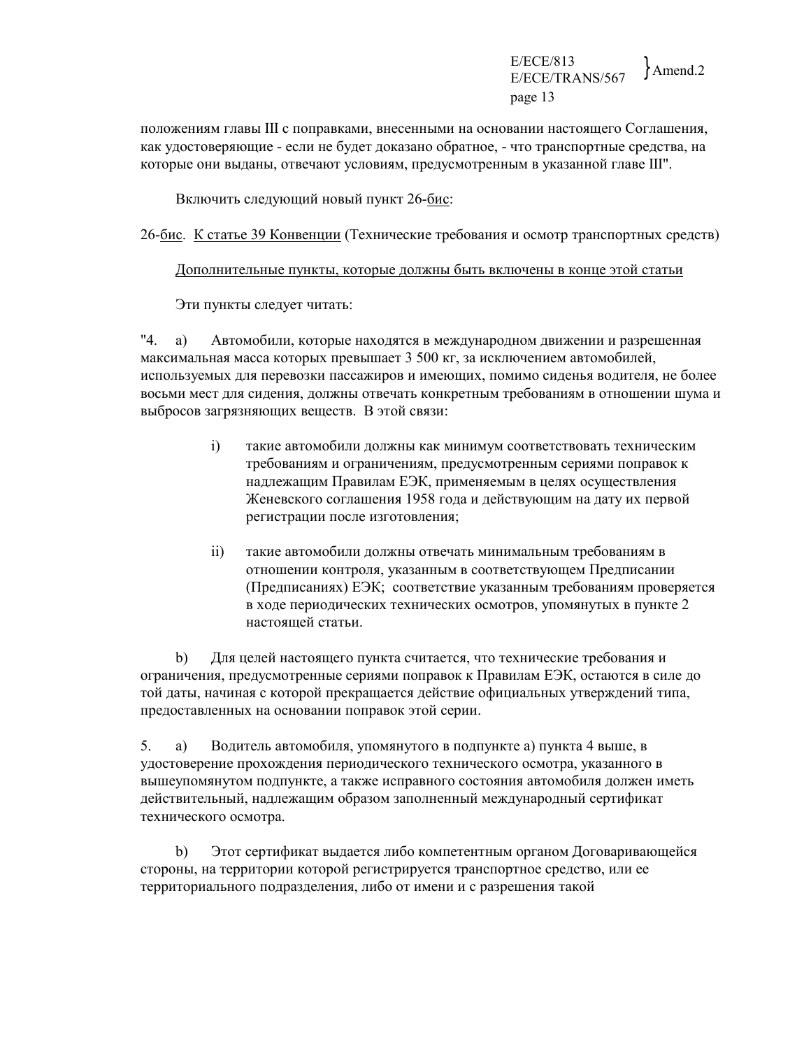положениям главы III с поправками, внесенными на основании настоящего Соглашения, как удостоверяющие - если не будет доказано обратное, - что транспортные средства, на которые они выданы, отвечают условиям, предусмотренным в указанной главе III".

Включить следующий новый пункт 26-бис:

26-бис. К статье 39 Конвенции (Технические требования и осмотр транспортных средств)

Дополнительные пункты, которые должны быть включены в конце этой статьи

Эти пункты следует читать:

"4. a) Автомобили, которые находятся в международном движении и разрешенная максимальная масса которых превышает 3 500 кг, за исключением автомобилей, используемых для перевозки пассажиров и имеющих, помимо сиденья водителя, не более восьми мест для сидения, должны отвечать конкретным требованиям в отношении шума и выбросов загрязняющих веществ. В этой связи:

i) такие автомобили должны как минимум соответствовать техническим требованиям и ограничениям, предусмотренным сериями поправок к надлежащим Правилам ЕЭК, применяемым в целях осуществления Женевского соглашения 1958 года и действующим на дату их первой регистрации после изготовления;

ii) такие автомобили должны отвечать минимальным требованиям в отношении контроля, указанным в соответствующем Предписании (Предписаниях) ЕЭК; соответствие указанным требованиям проверяется в ходе периодических технических осмотров, упомянутых в пункте 2 настоящей статьи.

b) Для целей настоящего пункта считается, что технические требования и ограничения, предусмотренные сериями поправок к Правилам ЕЭК, остаются в силе до той даты, начиная с которой прекращается действие официальных утверждений типа, предоставленных на основании поправок этой серии.

5. a) Водитель автомобиля, упомянутого в подпункте a) пункта 4 выше, в удостоверение прохождения периодического технического осмотра, указанного в вышеупомянутом подпункте, а также исправного состояния автомобиля должен иметь действительный, надлежащим образом заполненный международный сертификат технического осмотра.

b) Этот сертификат выдается либо компетентным органом Договаривающейся стороны, на территории которой регистрируется транспортное средство, или ее территориального подразделения, либо от имени и с разрешения такой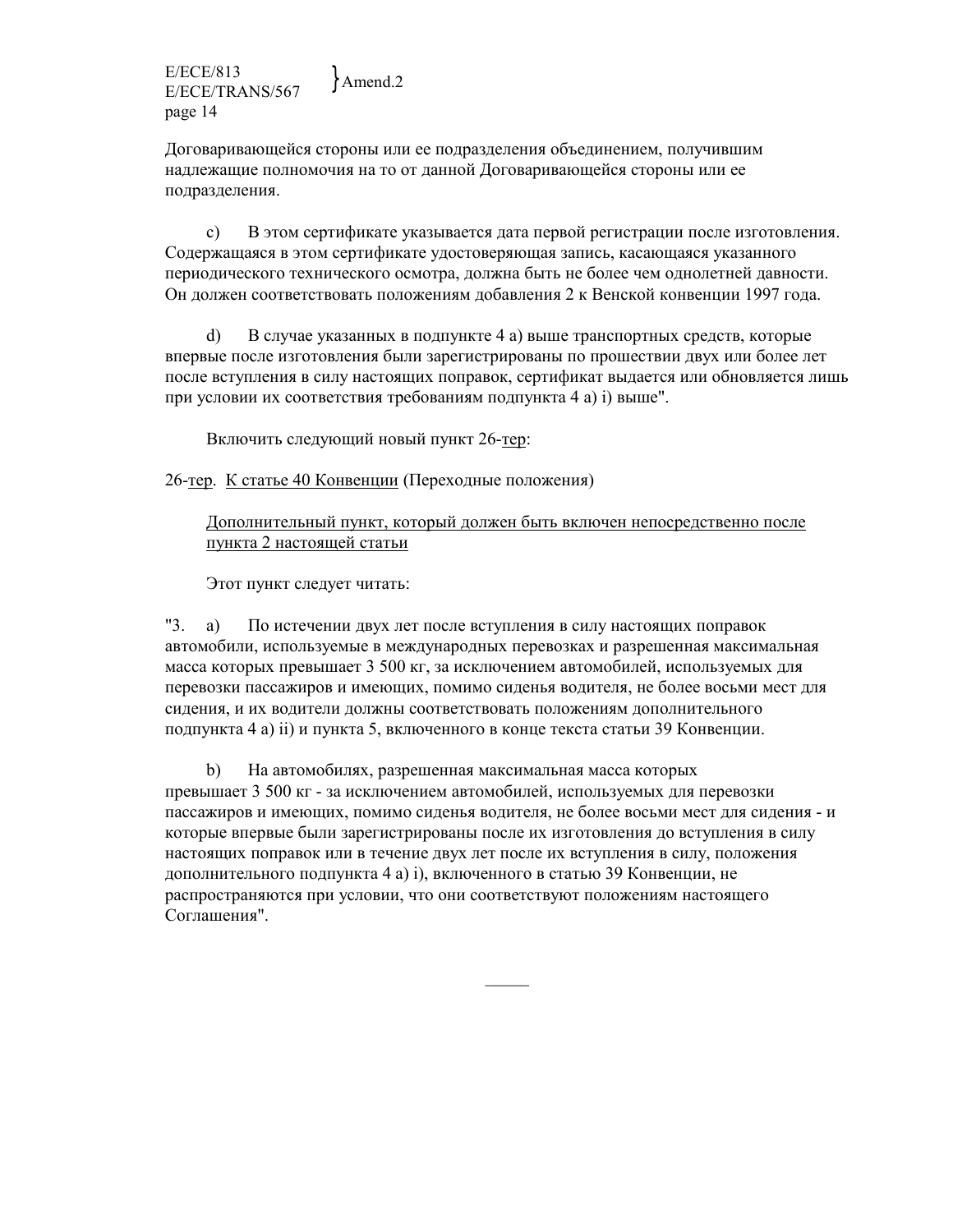Договаривающейся стороны или ее подразделения объединением, получившим надлежащие полномочия на то от данной Договаривающейся стороны или ее подразделения.

c) В этом сертификате указывается дата первой регистрации после изготовления. Содержащаяся в этом сертификате удостоверяющая запись, касающаяся указанного периодического технического осмотра, должна быть не более чем однолетней давности. Он должен соответствовать положениям добавления 2 к Венской конвенции 1997 года.

d) В случае указанных в подпункте 4 a) выше транспортных средств, которые впервые после изготовления были зарегистрированы по прошествии двух или более лет после вступления в силу настоящих поправок, сертификат выдается или обновляется лишь при условии их соответствия требованиям подпункта 4 a) i) выше".

Включить следующий новый пункт 26-тер:

26-тер. К статье 40 Конвенции (Переходные положения)

Дополнительный пункт, который должен быть включен непосредственно после пункта 2 настоящей статьи

Этот пункт следует читать:

"3. a) По истечении двух лет после вступления в силу настоящих поправок автомобили, используемые в международных перевозках и разрешенная максимальная масса которых превышает 3 500 кг, за исключением автомобилей, используемых для перевозки пассажиров и имеющих, помимо сиденья водителя, не более восьми мест для сидения, и их водители должны соответствовать положениям дополнительного подпункта 4 a) ii) и пункта 5, включенного в конце текста статьи 39 Конвенции.

b) На автомобилях, разрешенная максимальная масса которых превышает 3 500 кг - за исключением автомобилей, используемых для перевозки пассажиров и имеющих, помимо сиденья водителя, не более восьми мест для сидения - и которые впервые были зарегистрированы после их изготовления до вступления в силу настоящих поправок или в течение двух лет после их вступления в силу, положения дополнительного подпункта 4 a) i), включенного в статью 39 Конвенции, не распространяются при условии, что они соответствуют положениям настоящего Соглашения".